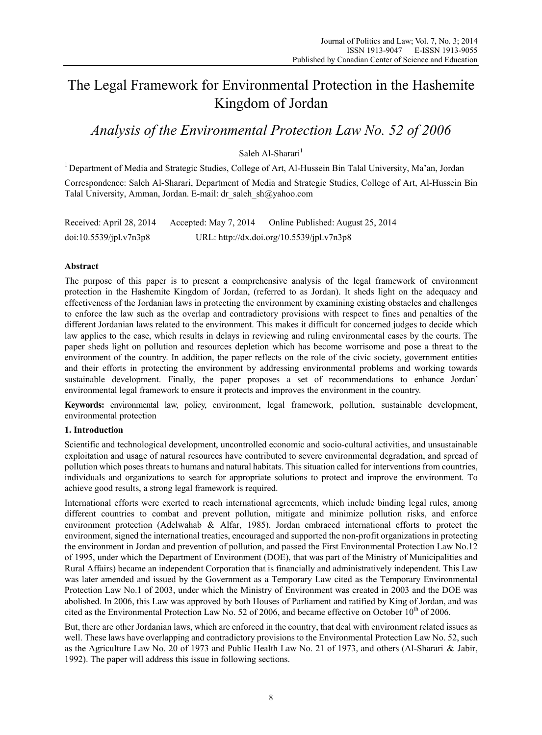# The Legal Framework for Environmental Protection in the Hashemite Kingdom of Jordan

## *Analysis of the Environmental Protection Law No. 52 of 2006*

Saleh Al-Sharari[1]

[1] Department of Media and Strategic Studies, College of Art, Al-Hussein Bin Talal University, Ma'an, Jordan

Correspondence: Saleh Al-Sharari, Department of Media and Strategic Studies, College of Art, Al-Hussein Bin Talal University, Amman, Jordan. E-mail: dr_saleh_sh@yahoo.com

Received: April 28, 2014 Accepted: May 7, 2014 Online Published: August 25, 2014

doi:10.5539/jpl.v7n3p8 URL: http://dx.doi.org/10.5539/jpl.v7n3p8

**Abstract**

The purpose of this paper is to present a comprehensive analysis of the legal framework of environment protection in the Hashemite Kingdom of Jordan, (referred to as Jordan). It sheds light on the adequacy and effectiveness of the Jordanian laws in protecting the environment by examining existing obstacles and challenges to enforce the law such as the overlap and contradictory provisions with respect to fines and penalties of the different Jordanian laws related to the environment. This makes it difficult for concerned judges to decide which law applies to the case, which results in delays in reviewing and ruling environmental cases by the courts. The paper sheds light on pollution and resources depletion which has become worrisome and pose a threat to the environment of the country. In addition, the paper reflects on the role of the civic society, government entities and their efforts in protecting the environment by addressing environmental problems and working towards sustainable development. Finally, the paper proposes a set of recommendations to enhance Jordan' environmental legal framework to ensure it protects and improves the environment in the country.

**Keywords:** environmental law, policy, environment, legal framework, pollution, sustainable development, environmental protection

**1. Introduction**

Scientific and technological development, uncontrolled economic and socio-cultural activities, and unsustainable exploitation and usage of natural resources have contributed to severe environmental degradation, and spread of pollution which poses threats to humans and natural habitats. This situation called for interventions from countries, individuals and organizations to search for appropriate solutions to protect and improve the environment. To achieve good results, a strong legal framework is required.

International efforts were exerted to reach international agreements, which include binding legal rules, among different countries to combat and prevent pollution, mitigate and minimize pollution risks, and enforce environment protection (Adelwahab & Alfar, 1985). Jordan embraced international efforts to protect the environment, signed the international treaties, encouraged and supported the non-profit organizations in protecting the environment in Jordan and prevention of pollution, and passed the First Environmental Protection Law No.12 of 1995, under which the Department of Environment (DOE), that was part of the Ministry of Municipalities and Rural Affairs) became an independent Corporation that is financially and administratively independent. This Law was later amended and issued by the Government as a Temporary Law cited as the Temporary Environmental Protection Law No.1 of 2003, under which the Ministry of Environment was created in 2003 and the DOE was abolished. In 2006, this Law was approved by both Houses of Parliament and ratified by King of Jordan, and was cited as the Environmental Protection Law No. 52 of 2006, and became effective on October 10th of 2006.

But, there are other Jordanian laws, which are enforced in the country, that deal with environment related issues as well. These laws have overlapping and contradictory provisions to the Environmental Protection Law No. 52, such as the Agriculture Law No. 20 of 1973 and Public Health Law No. 21 of 1973, and others (Al-Sharari & Jabir, 1992). The paper will address this issue in following sections.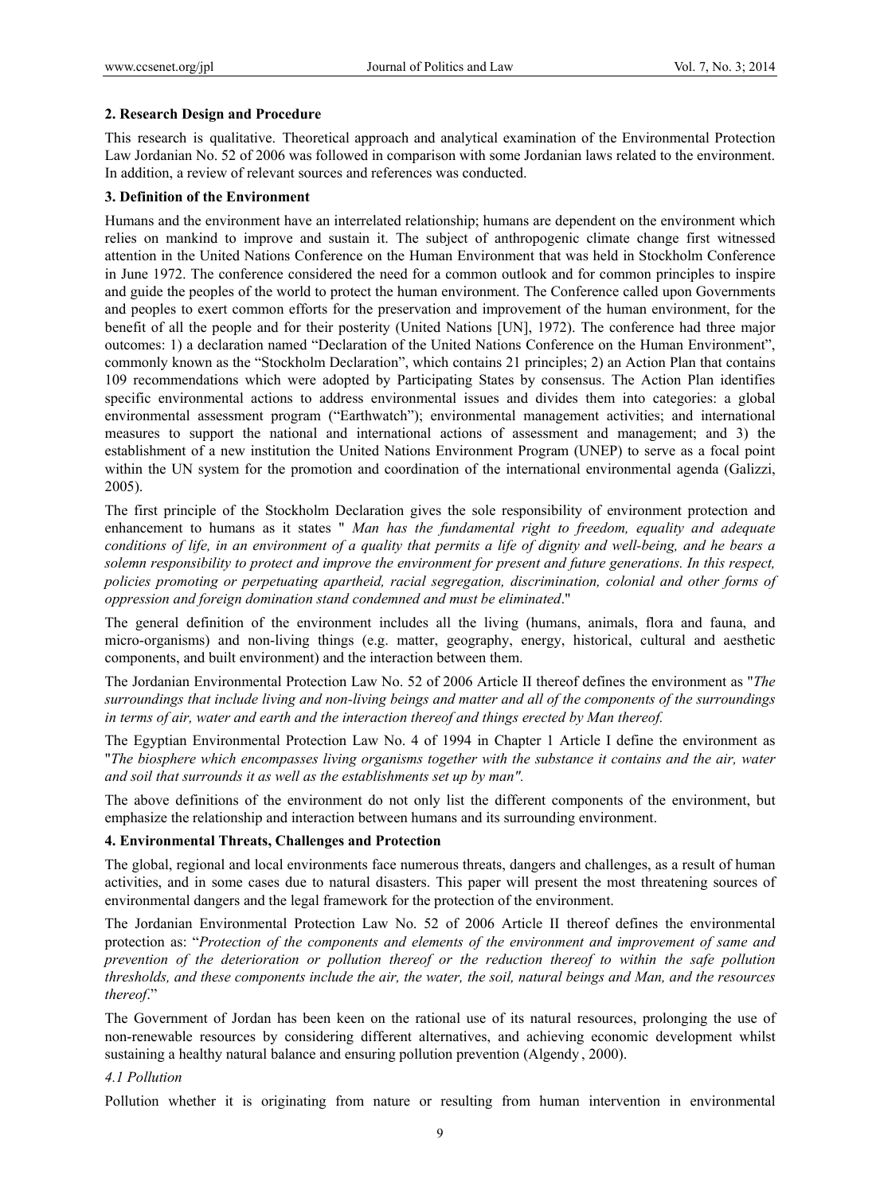## 2. Research Design and Procedure

This research is qualitative. Theoretical approach and analytical examination of the Environmental Protection Law Jordanian No. 52 of 2006 was followed in comparison with some Jordanian laws related to the environment. In addition, a review of relevant sources and references was conducted.

## 3. Definition of the Environment

Humans and the environment have an interrelated relationship; humans are dependent on the environment which relies on mankind to improve and sustain it. The subject of anthropogenic climate change first witnessed attention in the United Nations Conference on the Human Environment that was held in Stockholm Conference in June 1972. The conference considered the need for a common outlook and for common principles to inspire and guide the peoples of the world to protect the human environment. The Conference called upon Governments and peoples to exert common efforts for the preservation and improvement of the human environment, for the benefit of all the people and for their posterity (United Nations [UN], 1972). The conference had three major outcomes: 1) a declaration named "Declaration of the United Nations Conference on the Human Environment", commonly known as the "Stockholm Declaration", which contains 21 principles; 2) an Action Plan that contains 109 recommendations which were adopted by Participating States by consensus. The Action Plan identifies specific environmental actions to address environmental issues and divides them into categories: a global environmental assessment program ("Earthwatch"); environmental management activities; and international measures to support the national and international actions of assessment and management; and 3) the establishment of a new institution the United Nations Environment Program (UNEP) to serve as a focal point within the UN system for the promotion and coordination of the international environmental agenda (Galizzi, 2005).

The first principle of the Stockholm Declaration gives the sole responsibility of environment protection and enhancement to humans as it states " *Man has the fundamental right to freedom, equality and adequate conditions of life, in an environment of a quality that permits a life of dignity and well-being, and he bears a solemn responsibility to protect and improve the environment for present and future generations. In this respect, policies promoting or perpetuating apartheid, racial segregation, discrimination, colonial and other forms of oppression and foreign domination stand condemned and must be eliminated*."

The general definition of the environment includes all the living (humans, animals, flora and fauna, and micro-organisms) and non-living things (e.g. matter, geography, energy, historical, cultural and aesthetic components, and built environment) and the interaction between them.

The Jordanian Environmental Protection Law No. 52 of 2006 Article II thereof defines the environment as "*The surroundings that include living and non-living beings and matter and all of the components of the surroundings in terms of air, water and earth and the interaction thereof and things erected by Man thereof.*

The Egyptian Environmental Protection Law No. 4 of 1994 in Chapter 1 Article I define the environment as "*The biosphere which encompasses living organisms together with the substance it contains and the air, water and soil that surrounds it as well as the establishments set up by man".*

The above definitions of the environment do not only list the different components of the environment, but emphasize the relationship and interaction between humans and its surrounding environment.

## 4. Environmental Threats, Challenges and Protection

The global, regional and local environments face numerous threats, dangers and challenges, as a result of human activities, and in some cases due to natural disasters. This paper will present the most threatening sources of environmental dangers and the legal framework for the protection of the environment.

The Jordanian Environmental Protection Law No. 52 of 2006 Article II thereof defines the environmental protection as: "*Protection of the components and elements of the environment and improvement of same and prevention of the deterioration or pollution thereof or the reduction thereof to within the safe pollution thresholds, and these components include the air, the water, the soil, natural beings and Man, and the resources thereof*."

The Government of Jordan has been keen on the rational use of its natural resources, prolonging the use of non-renewable resources by considering different alternatives, and achieving economic development whilst sustaining a healthy natural balance and ensuring pollution prevention (Algendy, 2000).

### *4.1 Pollution*

Pollution whether it is originating from nature or resulting from human intervention in environmental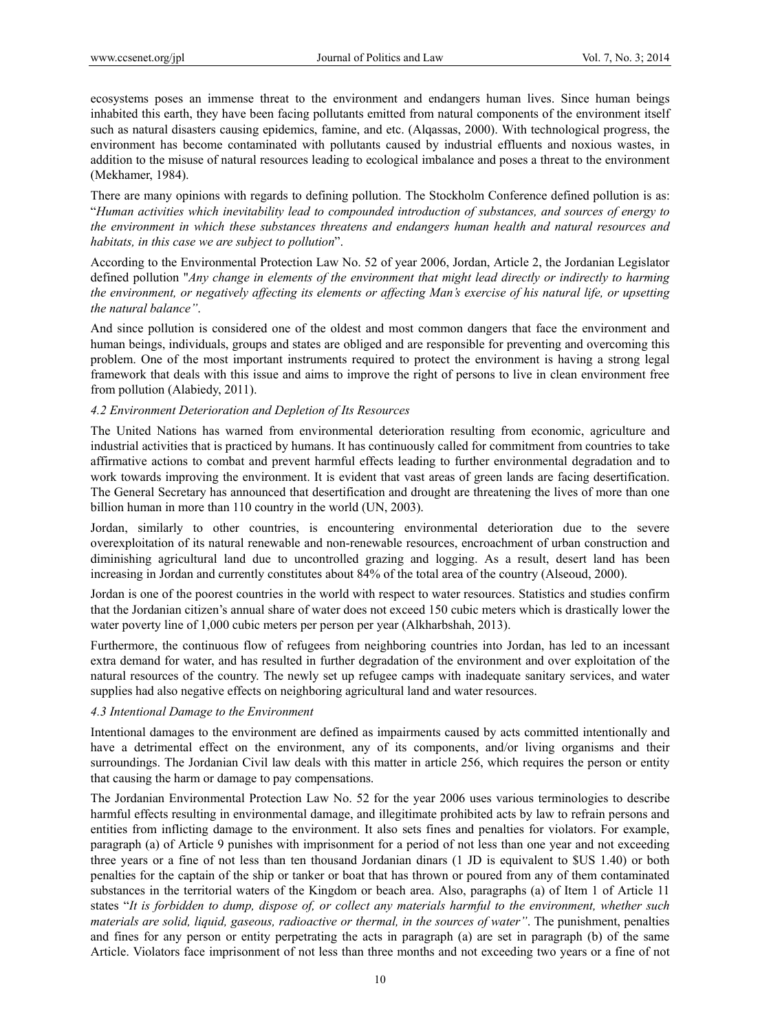ecosystems poses an immense threat to the environment and endangers human lives. Since human beings inhabited this earth, they have been facing pollutants emitted from natural components of the environment itself such as natural disasters causing epidemics, famine, and etc. (Alqassas, 2000). With technological progress, the environment has become contaminated with pollutants caused by industrial effluents and noxious wastes, in addition to the misuse of natural resources leading to ecological imbalance and poses a threat to the environment (Mekhamer, 1984).

There are many opinions with regards to defining pollution. The Stockholm Conference defined pollution is as: "*Human activities which inevitability lead to compounded introduction of substances, and sources of energy to the environment in which these substances threatens and endangers human health and natural resources and habitats, in this case we are subject to pollution*".

According to the Environmental Protection Law No. 52 of year 2006, Jordan, Article 2, the Jordanian Legislator defined pollution "*Any change in elements of the environment that might lead directly or indirectly to harming the environment, or negatively affecting its elements or affecting Man's exercise of his natural life, or upsetting the natural balance"*.

And since pollution is considered one of the oldest and most common dangers that face the environment and human beings, individuals, groups and states are obliged and are responsible for preventing and overcoming this problem. One of the most important instruments required to protect the environment is having a strong legal framework that deals with this issue and aims to improve the right of persons to live in clean environment free from pollution (Alabiedy, 2011).

#### *4.2 Environment Deterioration and Depletion of Its Resources*

The United Nations has warned from environmental deterioration resulting from economic, agriculture and industrial activities that is practiced by humans. It has continuously called for commitment from countries to take affirmative actions to combat and prevent harmful effects leading to further environmental degradation and to work towards improving the environment. It is evident that vast areas of green lands are facing desertification. The General Secretary has announced that desertification and drought are threatening the lives of more than one billion human in more than 110 country in the world (UN, 2003).

Jordan, similarly to other countries, is encountering environmental deterioration due to the severe overexploitation of its natural renewable and non-renewable resources, encroachment of urban construction and diminishing agricultural land due to uncontrolled grazing and logging. As a result, desert land has been increasing in Jordan and currently constitutes about 84% of the total area of the country (Alseoud, 2000).

Jordan is one of the poorest countries in the world with respect to water resources. Statistics and studies confirm that the Jordanian citizen's annual share of water does not exceed 150 cubic meters which is drastically lower the water poverty line of 1,000 cubic meters per person per year (Alkharbshah, 2013).

Furthermore, the continuous flow of refugees from neighboring countries into Jordan, has led to an incessant extra demand for water, and has resulted in further degradation of the environment and over exploitation of the natural resources of the country. The newly set up refugee camps with inadequate sanitary services, and water supplies had also negative effects on neighboring agricultural land and water resources.

#### *4.3 Intentional Damage to the Environment*

Intentional damages to the environment are defined as impairments caused by acts committed intentionally and have a detrimental effect on the environment, any of its components, and/or living organisms and their surroundings. The Jordanian Civil law deals with this matter in article 256, which requires the person or entity that causing the harm or damage to pay compensations.

The Jordanian Environmental Protection Law No. 52 for the year 2006 uses various terminologies to describe harmful effects resulting in environmental damage, and illegitimate prohibited acts by law to refrain persons and entities from inflicting damage to the environment. It also sets fines and penalties for violators. For example, paragraph (a) of Article 9 punishes with imprisonment for a period of not less than one year and not exceeding three years or a fine of not less than ten thousand Jordanian dinars (1 JD is equivalent to $US 1.40) or both penalties for the captain of the ship or tanker or boat that has thrown or poured from any of them contaminated substances in the territorial waters of the Kingdom or beach area. Also, paragraphs (a) of Item 1 of Article 11 states "*It is forbidden to dump, dispose of, or collect any materials harmful to the environment, whether such materials are solid, liquid, gaseous, radioactive or thermal, in the sources of water"*. The punishment, penalties and fines for any person or entity perpetrating the acts in paragraph (a) are set in paragraph (b) of the same Article. Violators face imprisonment of not less than three months and not exceeding two years or a fine of not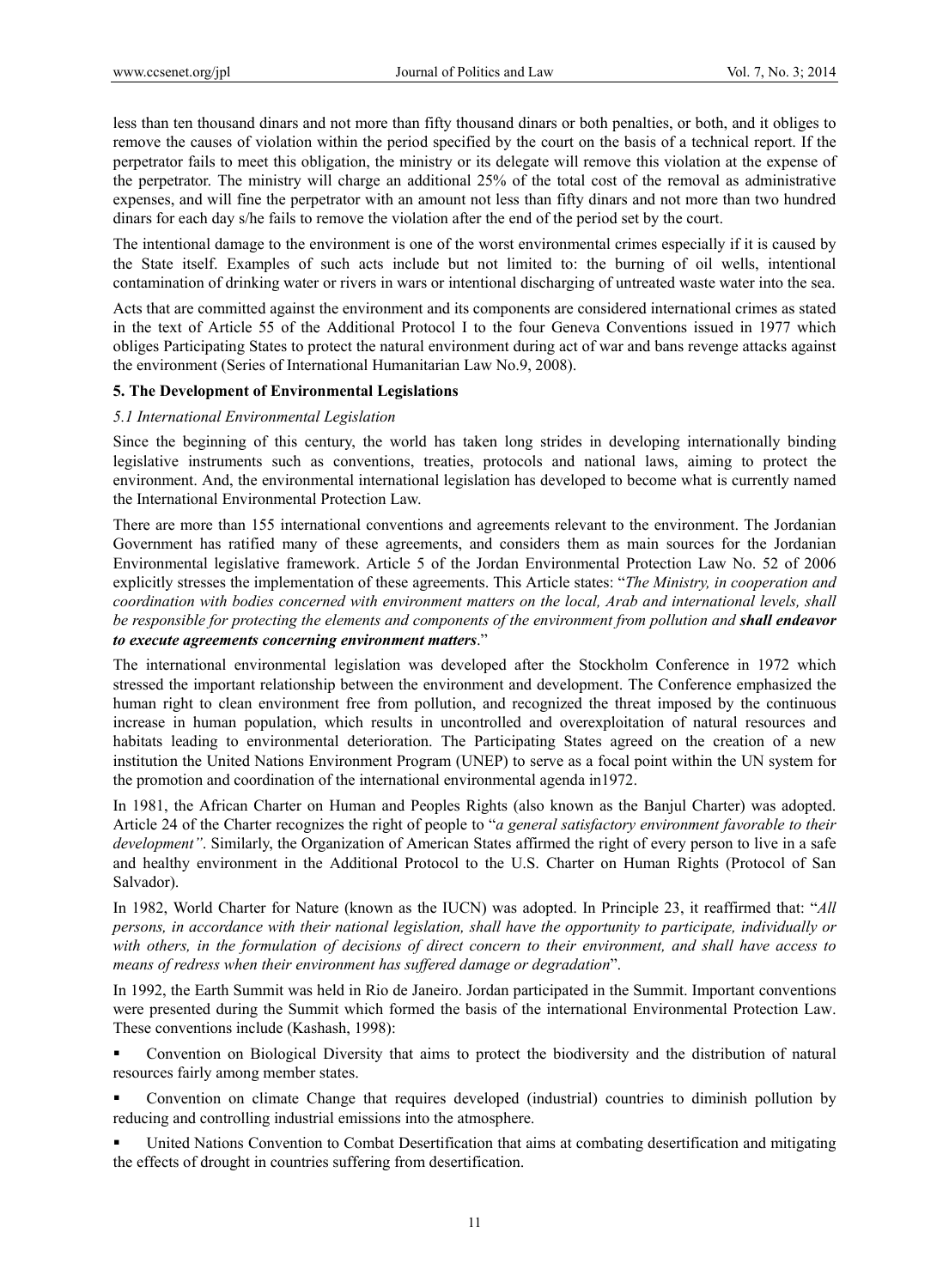less than ten thousand dinars and not more than fifty thousand dinars or both penalties, or both, and it obliges to remove the causes of violation within the period specified by the court on the basis of a technical report. If the perpetrator fails to meet this obligation, the ministry or its delegate will remove this violation at the expense of the perpetrator. The ministry will charge an additional 25% of the total cost of the removal as administrative expenses, and will fine the perpetrator with an amount not less than fifty dinars and not more than two hundred dinars for each day s/he fails to remove the violation after the end of the period set by the court.

The intentional damage to the environment is one of the worst environmental crimes especially if it is caused by the State itself. Examples of such acts include but not limited to: the burning of oil wells, intentional contamination of drinking water or rivers in wars or intentional discharging of untreated waste water into the sea.

Acts that are committed against the environment and its components are considered international crimes as stated in the text of Article 55 of the Additional Protocol I to the four Geneva Conventions issued in 1977 which obliges Participating States to protect the natural environment during act of war and bans revenge attacks against the environment (Series of International Humanitarian Law No.9, 2008).

## 5. The Development of Environmental Legislations

### *5.1 International Environmental Legislation*

Since the beginning of this century, the world has taken long strides in developing internationally binding legislative instruments such as conventions, treaties, protocols and national laws, aiming to protect the environment. And, the environmental international legislation has developed to become what is currently named the International Environmental Protection Law.

There are more than 155 international conventions and agreements relevant to the environment. The Jordanian Government has ratified many of these agreements, and considers them as main sources for the Jordanian Environmental legislative framework. Article 5 of the Jordan Environmental Protection Law No. 52 of 2006 explicitly stresses the implementation of these agreements. This Article states: "*The Ministry, in cooperation and coordination with bodies concerned with environment matters on the local, Arab and international levels, shall be responsible for protecting the elements and components of the environment from pollution and **shall endeavor to execute agreements concerning environment matters***."

The international environmental legislation was developed after the Stockholm Conference in 1972 which stressed the important relationship between the environment and development. The Conference emphasized the human right to clean environment free from pollution, and recognized the threat imposed by the continuous increase in human population, which results in uncontrolled and overexploitation of natural resources and habitats leading to environmental deterioration. The Participating States agreed on the creation of a new institution the United Nations Environment Program (UNEP) to serve as a focal point within the UN system for the promotion and coordination of the international environmental agenda in1972.

In 1981, the African Charter on Human and Peoples Rights (also known as the Banjul Charter) was adopted. Article 24 of the Charter recognizes the right of people to "*a general satisfactory environment favorable to their development"*. Similarly, the Organization of American States affirmed the right of every person to live in a safe and healthy environment in the Additional Protocol to the U.S. Charter on Human Rights (Protocol of San Salvador).

In 1982, World Charter for Nature (known as the IUCN) was adopted. In Principle 23, it reaffirmed that: "*All persons, in accordance with their national legislation, shall have the opportunity to participate, individually or with others, in the formulation of decisions of direct concern to their environment, and shall have access to means of redress when their environment has suffered damage or degradation*".

In 1992, the Earth Summit was held in Rio de Janeiro. Jordan participated in the Summit. Important conventions were presented during the Summit which formed the basis of the international Environmental Protection Law. These conventions include (Kashash, 1998):

- Convention on Biological Diversity that aims to protect the biodiversity and the distribution of natural resources fairly among member states.
- Convention on climate Change that requires developed (industrial) countries to diminish pollution by reducing and controlling industrial emissions into the atmosphere.
- United Nations Convention to Combat Desertification that aims at combating desertification and mitigating the effects of drought in countries suffering from desertification.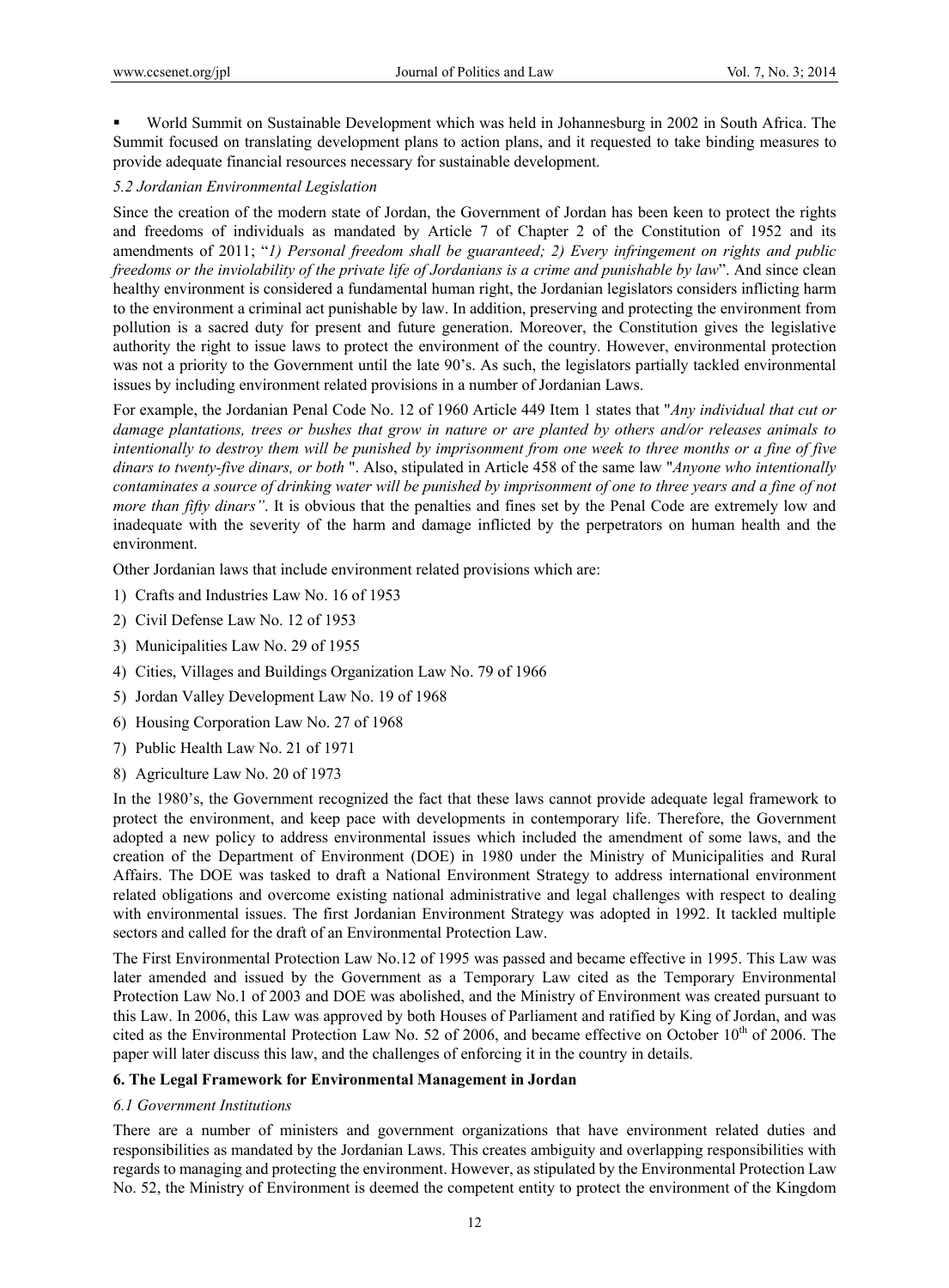- World Summit on Sustainable Development which was held in Johannesburg in 2002 in South Africa. The Summit focused on translating development plans to action plans, and it requested to take binding measures to provide adequate financial resources necessary for sustainable development.

### *5.2 Jordanian Environmental Legislation*

Since the creation of the modern state of Jordan, the Government of Jordan has been keen to protect the rights and freedoms of individuals as mandated by Article 7 of Chapter 2 of the Constitution of 1952 and its amendments of 2011; "*1) Personal freedom shall be guaranteed; 2) Every infringement on rights and public freedoms or the inviolability of the private life of Jordanians is a crime and punishable by law*". And since clean healthy environment is considered a fundamental human right, the Jordanian legislators considers inflicting harm to the environment a criminal act punishable by law. In addition, preserving and protecting the environment from pollution is a sacred duty for present and future generation. Moreover, the Constitution gives the legislative authority the right to issue laws to protect the environment of the country. However, environmental protection was not a priority to the Government until the late 90's. As such, the legislators partially tackled environmental issues by including environment related provisions in a number of Jordanian Laws.

For example, the Jordanian Penal Code No. 12 of 1960 Article 449 Item 1 states that "*Any individual that cut or damage plantations, trees or bushes that grow in nature or are planted by others and/or releases animals to intentionally to destroy them will be punished by imprisonment from one week to three months or a fine of five dinars to twenty-five dinars, or both* ". Also, stipulated in Article 458 of the same law "*Anyone who intentionally contaminates a source of drinking water will be punished by imprisonment of one to three years and a fine of not more than fifty dinars"*. It is obvious that the penalties and fines set by the Penal Code are extremely low and inadequate with the severity of the harm and damage inflicted by the perpetrators on human health and the environment.

Other Jordanian laws that include environment related provisions which are:

1) Crafts and Industries Law No. 16 of 1953
2) Civil Defense Law No. 12 of 1953
3) Municipalities Law No. 29 of 1955
4) Cities, Villages and Buildings Organization Law No. 79 of 1966
5) Jordan Valley Development Law No. 19 of 1968
6) Housing Corporation Law No. 27 of 1968
7) Public Health Law No. 21 of 1971
8) Agriculture Law No. 20 of 1973

In the 1980's, the Government recognized the fact that these laws cannot provide adequate legal framework to protect the environment, and keep pace with developments in contemporary life. Therefore, the Government adopted a new policy to address environmental issues which included the amendment of some laws, and the creation of the Department of Environment (DOE) in 1980 under the Ministry of Municipalities and Rural Affairs. The DOE was tasked to draft a National Environment Strategy to address international environment related obligations and overcome existing national administrative and legal challenges with respect to dealing with environmental issues. The first Jordanian Environment Strategy was adopted in 1992. It tackled multiple sectors and called for the draft of an Environmental Protection Law.

The First Environmental Protection Law No.12 of 1995 was passed and became effective in 1995. This Law was later amended and issued by the Government as a Temporary Law cited as the Temporary Environmental Protection Law No.1 of 2003 and DOE was abolished, and the Ministry of Environment was created pursuant to this Law. In 2006, this Law was approved by both Houses of Parliament and ratified by King of Jordan, and was cited as the Environmental Protection Law No. 52 of 2006, and became effective on October 10th of 2006. The paper will later discuss this law, and the challenges of enforcing it in the country in details.

## 6. The Legal Framework for Environmental Management in Jordan

### *6.1 Government Institutions*

There are a number of ministers and government organizations that have environment related duties and responsibilities as mandated by the Jordanian Laws. This creates ambiguity and overlapping responsibilities with regards to managing and protecting the environment. However, as stipulated by the Environmental Protection Law No. 52, the Ministry of Environment is deemed the competent entity to protect the environment of the Kingdom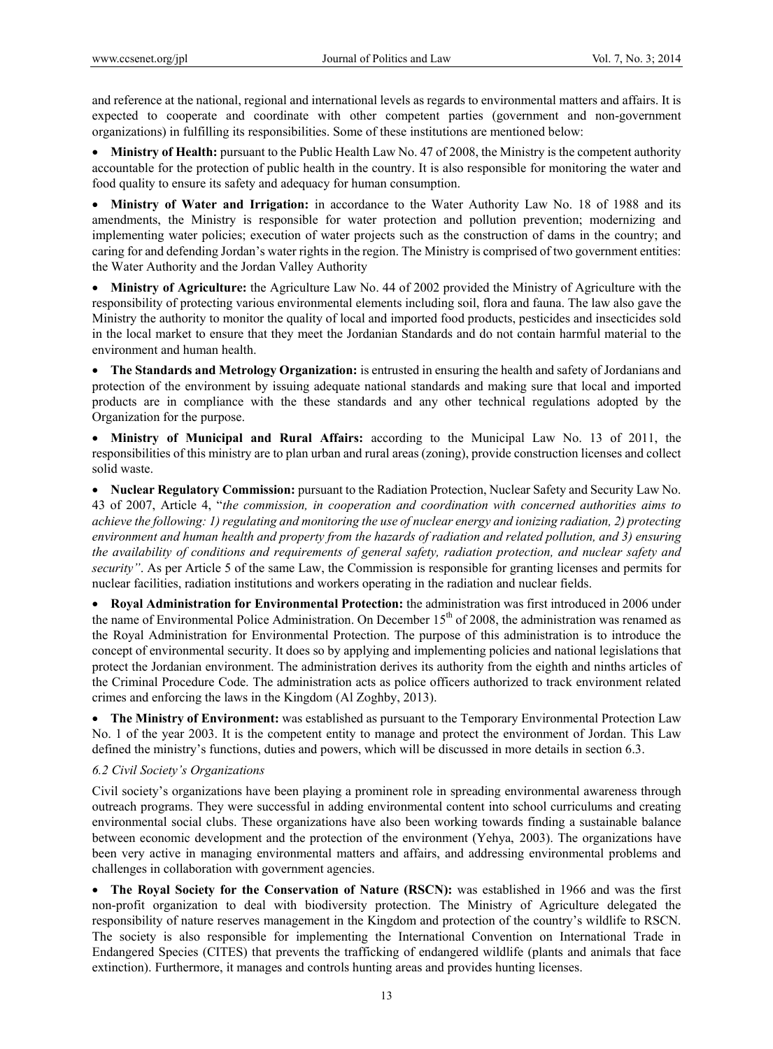and reference at the national, regional and international levels as regards to environmental matters and affairs. It is expected to cooperate and coordinate with other competent parties (government and non-government organizations) in fulfilling its responsibilities. Some of these institutions are mentioned below:

- **Ministry of Health:** pursuant to the Public Health Law No. 47 of 2008, the Ministry is the competent authority accountable for the protection of public health in the country. It is also responsible for monitoring the water and food quality to ensure its safety and adequacy for human consumption.

- **Ministry of Water and Irrigation:** in accordance to the Water Authority Law No. 18 of 1988 and its amendments, the Ministry is responsible for water protection and pollution prevention; modernizing and implementing water policies; execution of water projects such as the construction of dams in the country; and caring for and defending Jordan's water rights in the region. The Ministry is comprised of two government entities: the Water Authority and the Jordan Valley Authority

- **Ministry of Agriculture:** the Agriculture Law No. 44 of 2002 provided the Ministry of Agriculture with the responsibility of protecting various environmental elements including soil, flora and fauna. The law also gave the Ministry the authority to monitor the quality of local and imported food products, pesticides and insecticides sold in the local market to ensure that they meet the Jordanian Standards and do not contain harmful material to the environment and human health.

- **The Standards and Metrology Organization:** is entrusted in ensuring the health and safety of Jordanians and protection of the environment by issuing adequate national standards and making sure that local and imported products are in compliance with the these standards and any other technical regulations adopted by the Organization for the purpose.

- **Ministry of Municipal and Rural Affairs:** according to the Municipal Law No. 13 of 2011, the responsibilities of this ministry are to plan urban and rural areas (zoning), provide construction licenses and collect solid waste.

- **Nuclear Regulatory Commission:** pursuant to the Radiation Protection, Nuclear Safety and Security Law No. 43 of 2007, Article 4, "*the commission, in cooperation and coordination with concerned authorities aims to achieve the following: 1) regulating and monitoring the use of nuclear energy and ionizing radiation, 2) protecting environment and human health and property from the hazards of radiation and related pollution, and 3) ensuring the availability of conditions and requirements of general safety, radiation protection, and nuclear safety and security*". As per Article 5 of the same Law, the Commission is responsible for granting licenses and permits for nuclear facilities, radiation institutions and workers operating in the radiation and nuclear fields.

- **Royal Administration for Environmental Protection:** the administration was first introduced in 2006 under the name of Environmental Police Administration. On December 15th of 2008, the administration was renamed as the Royal Administration for Environmental Protection. The purpose of this administration is to introduce the concept of environmental security. It does so by applying and implementing policies and national legislations that protect the Jordanian environment. The administration derives its authority from the eighth and ninths articles of the Criminal Procedure Code. The administration acts as police officers authorized to track environment related crimes and enforcing the laws in the Kingdom (Al Zoghby, 2013).

- **The Ministry of Environment:** was established as pursuant to the Temporary Environmental Protection Law No. 1 of the year 2003. It is the competent entity to manage and protect the environment of Jordan. This Law defined the ministry's functions, duties and powers, which will be discussed in more details in section 6.3.

### *6.2 Civil Society's Organizations*

Civil society's organizations have been playing a prominent role in spreading environmental awareness through outreach programs. They were successful in adding environmental content into school curriculums and creating environmental social clubs. These organizations have also been working towards finding a sustainable balance between economic development and the protection of the environment (Yehya, 2003). The organizations have been very active in managing environmental matters and affairs, and addressing environmental problems and challenges in collaboration with government agencies.

- **The Royal Society for the Conservation of Nature (RSCN):** was established in 1966 and was the first non-profit organization to deal with biodiversity protection. The Ministry of Agriculture delegated the responsibility of nature reserves management in the Kingdom and protection of the country's wildlife to RSCN. The society is also responsible for implementing the International Convention on International Trade in Endangered Species (CITES) that prevents the trafficking of endangered wildlife (plants and animals that face extinction). Furthermore, it manages and controls hunting areas and provides hunting licenses.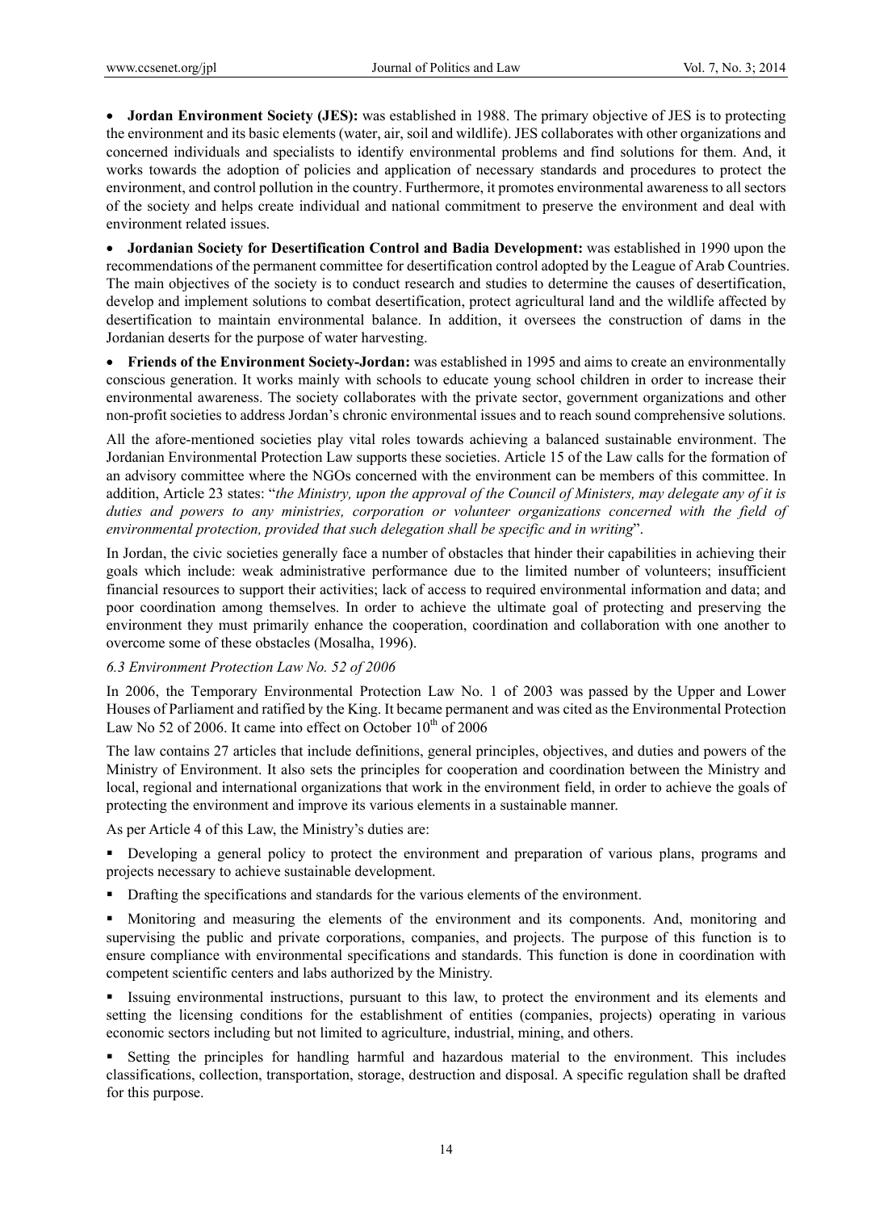- **Jordan Environment Society (JES):** was established in 1988. The primary objective of JES is to protecting the environment and its basic elements (water, air, soil and wildlife). JES collaborates with other organizations and concerned individuals and specialists to identify environmental problems and find solutions for them. And, it works towards the adoption of policies and application of necessary standards and procedures to protect the environment, and control pollution in the country. Furthermore, it promotes environmental awareness to all sectors of the society and helps create individual and national commitment to preserve the environment and deal with environment related issues.
- **Jordanian Society for Desertification Control and Badia Development:** was established in 1990 upon the recommendations of the permanent committee for desertification control adopted by the League of Arab Countries. The main objectives of the society is to conduct research and studies to determine the causes of desertification, develop and implement solutions to combat desertification, protect agricultural land and the wildlife affected by desertification to maintain environmental balance. In addition, it oversees the construction of dams in the Jordanian deserts for the purpose of water harvesting.
- **Friends of the Environment Society-Jordan:** was established in 1995 and aims to create an environmentally conscious generation. It works mainly with schools to educate young school children in order to increase their environmental awareness. The society collaborates with the private sector, government organizations and other non-profit societies to address Jordan's chronic environmental issues and to reach sound comprehensive solutions.

All the afore-mentioned societies play vital roles towards achieving a balanced sustainable environment. The Jordanian Environmental Protection Law supports these societies. Article 15 of the Law calls for the formation of an advisory committee where the NGOs concerned with the environment can be members of this committee. In addition, Article 23 states: "*the Ministry, upon the approval of the Council of Ministers, may delegate any of it is duties and powers to any ministries, corporation or volunteer organizations concerned with the field of environmental protection, provided that such delegation shall be specific and in writing*".

In Jordan, the civic societies generally face a number of obstacles that hinder their capabilities in achieving their goals which include: weak administrative performance due to the limited number of volunteers; insufficient financial resources to support their activities; lack of access to required environmental information and data; and poor coordination among themselves. In order to achieve the ultimate goal of protecting and preserving the environment they must primarily enhance the cooperation, coordination and collaboration with one another to overcome some of these obstacles (Mosalha, 1996).

### *6.3 Environment Protection Law No. 52 of 2006*

In 2006, the Temporary Environmental Protection Law No. 1 of 2003 was passed by the Upper and Lower Houses of Parliament and ratified by the King. It became permanent and was cited as the Environmental Protection Law No 52 of 2006. It came into effect on October 10th of 2006

The law contains 27 articles that include definitions, general principles, objectives, and duties and powers of the Ministry of Environment. It also sets the principles for cooperation and coordination between the Ministry and local, regional and international organizations that work in the environment field, in order to achieve the goals of protecting the environment and improve its various elements in a sustainable manner.

As per Article 4 of this Law, the Ministry's duties are:

- Developing a general policy to protect the environment and preparation of various plans, programs and projects necessary to achieve sustainable development.
- Drafting the specifications and standards for the various elements of the environment.
- Monitoring and measuring the elements of the environment and its components. And, monitoring and supervising the public and private corporations, companies, and projects. The purpose of this function is to ensure compliance with environmental specifications and standards. This function is done in coordination with competent scientific centers and labs authorized by the Ministry.
- Issuing environmental instructions, pursuant to this law, to protect the environment and its elements and setting the licensing conditions for the establishment of entities (companies, projects) operating in various economic sectors including but not limited to agriculture, industrial, mining, and others.
- Setting the principles for handling harmful and hazardous material to the environment. This includes classifications, collection, transportation, storage, destruction and disposal. A specific regulation shall be drafted for this purpose.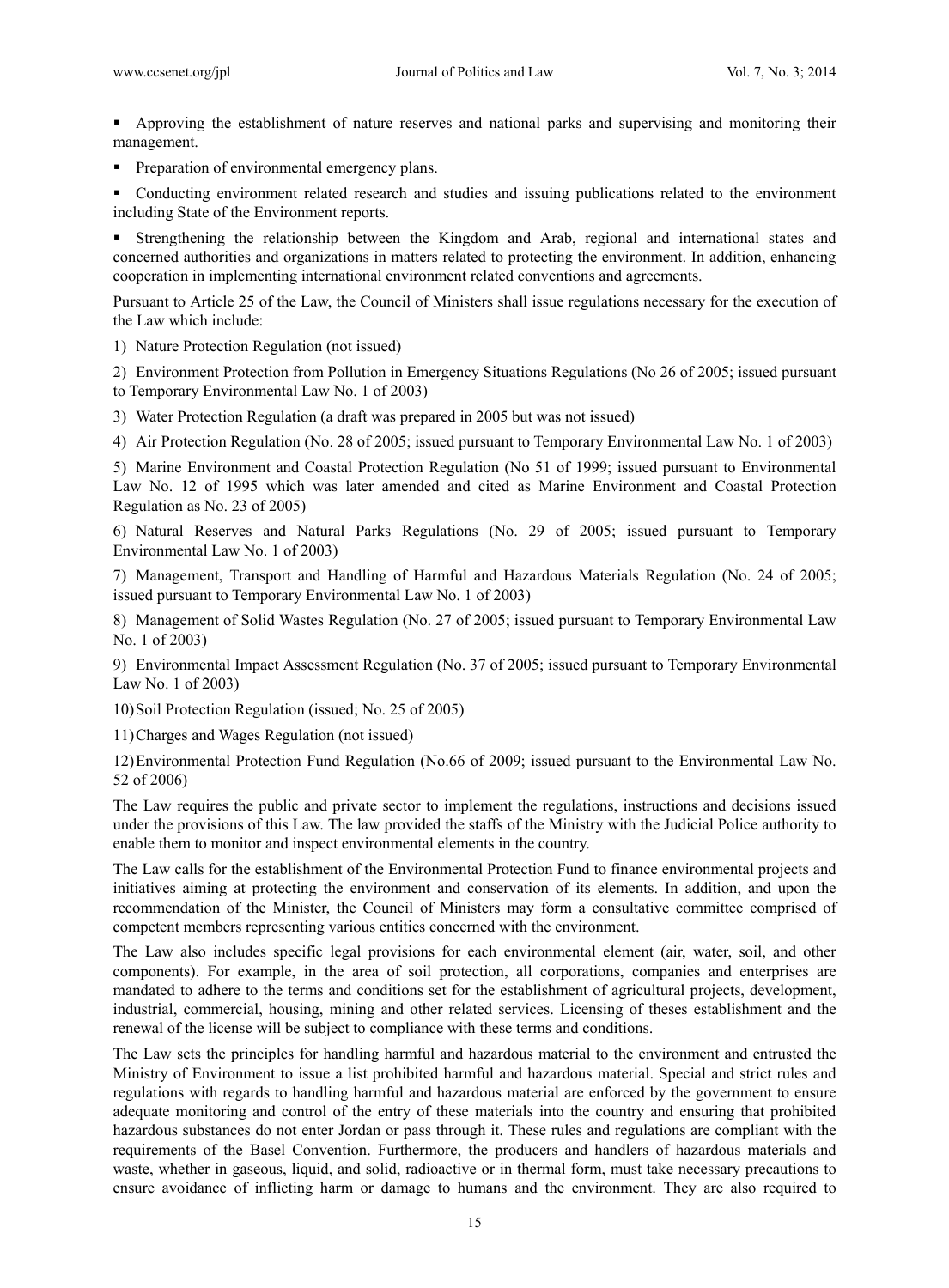- Approving the establishment of nature reserves and national parks and supervising and monitoring their management.
- Preparation of environmental emergency plans.
- Conducting environment related research and studies and issuing publications related to the environment including State of the Environment reports.
- Strengthening the relationship between the Kingdom and Arab, regional and international states and concerned authorities and organizations in matters related to protecting the environment. In addition, enhancing cooperation in implementing international environment related conventions and agreements.

Pursuant to Article 25 of the Law, the Council of Ministers shall issue regulations necessary for the execution of the Law which include:

1) Nature Protection Regulation (not issued)

2) Environment Protection from Pollution in Emergency Situations Regulations (No 26 of 2005; issued pursuant to Temporary Environmental Law No. 1 of 2003)

3) Water Protection Regulation (a draft was prepared in 2005 but was not issued)

4) Air Protection Regulation (No. 28 of 2005; issued pursuant to Temporary Environmental Law No. 1 of 2003)

5) Marine Environment and Coastal Protection Regulation (No 51 of 1999; issued pursuant to Environmental Law No. 12 of 1995 which was later amended and cited as Marine Environment and Coastal Protection Regulation as No. 23 of 2005)

6) Natural Reserves and Natural Parks Regulations (No. 29 of 2005; issued pursuant to Temporary Environmental Law No. 1 of 2003)

7) Management, Transport and Handling of Harmful and Hazardous Materials Regulation (No. 24 of 2005; issued pursuant to Temporary Environmental Law No. 1 of 2003)

8) Management of Solid Wastes Regulation (No. 27 of 2005; issued pursuant to Temporary Environmental Law No. 1 of 2003)

9) Environmental Impact Assessment Regulation (No. 37 of 2005; issued pursuant to Temporary Environmental Law No. 1 of 2003)

10) Soil Protection Regulation (issued; No. 25 of 2005)

11) Charges and Wages Regulation (not issued)

12) Environmental Protection Fund Regulation (No.66 of 2009; issued pursuant to the Environmental Law No. 52 of 2006)

The Law requires the public and private sector to implement the regulations, instructions and decisions issued under the provisions of this Law. The law provided the staffs of the Ministry with the Judicial Police authority to enable them to monitor and inspect environmental elements in the country.

The Law calls for the establishment of the Environmental Protection Fund to finance environmental projects and initiatives aiming at protecting the environment and conservation of its elements. In addition, and upon the recommendation of the Minister, the Council of Ministers may form a consultative committee comprised of competent members representing various entities concerned with the environment.

The Law also includes specific legal provisions for each environmental element (air, water, soil, and other components). For example, in the area of soil protection, all corporations, companies and enterprises are mandated to adhere to the terms and conditions set for the establishment of agricultural projects, development, industrial, commercial, housing, mining and other related services. Licensing of theses establishment and the renewal of the license will be subject to compliance with these terms and conditions.

The Law sets the principles for handling harmful and hazardous material to the environment and entrusted the Ministry of Environment to issue a list prohibited harmful and hazardous material. Special and strict rules and regulations with regards to handling harmful and hazardous material are enforced by the government to ensure adequate monitoring and control of the entry of these materials into the country and ensuring that prohibited hazardous substances do not enter Jordan or pass through it. These rules and regulations are compliant with the requirements of the Basel Convention. Furthermore, the producers and handlers of hazardous materials and waste, whether in gaseous, liquid, and solid, radioactive or in thermal form, must take necessary precautions to ensure avoidance of inflicting harm or damage to humans and the environment. They are also required to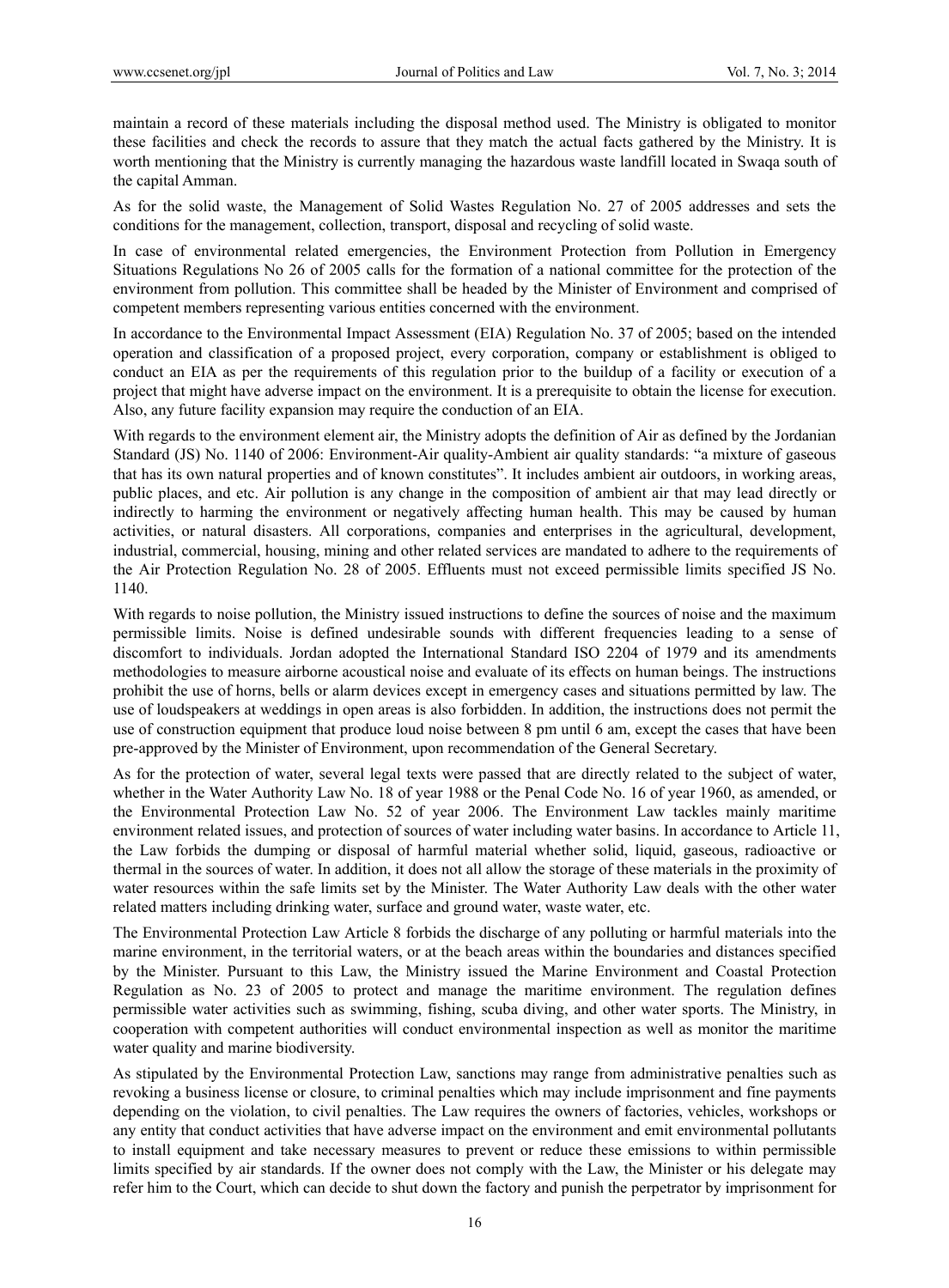maintain a record of these materials including the disposal method used. The Ministry is obligated to monitor these facilities and check the records to assure that they match the actual facts gathered by the Ministry. It is worth mentioning that the Ministry is currently managing the hazardous waste landfill located in Swaqa south of the capital Amman.

As for the solid waste, the Management of Solid Wastes Regulation No. 27 of 2005 addresses and sets the conditions for the management, collection, transport, disposal and recycling of solid waste.

In case of environmental related emergencies, the Environment Protection from Pollution in Emergency Situations Regulations No 26 of 2005 calls for the formation of a national committee for the protection of the environment from pollution. This committee shall be headed by the Minister of Environment and comprised of competent members representing various entities concerned with the environment.

In accordance to the Environmental Impact Assessment (EIA) Regulation No. 37 of 2005; based on the intended operation and classification of a proposed project, every corporation, company or establishment is obliged to conduct an EIA as per the requirements of this regulation prior to the buildup of a facility or execution of a project that might have adverse impact on the environment. It is a prerequisite to obtain the license for execution. Also, any future facility expansion may require the conduction of an EIA.

With regards to the environment element air, the Ministry adopts the definition of Air as defined by the Jordanian Standard (JS) No. 1140 of 2006: Environment-Air quality-Ambient air quality standards: "a mixture of gaseous that has its own natural properties and of known constitutes". It includes ambient air outdoors, in working areas, public places, and etc. Air pollution is any change in the composition of ambient air that may lead directly or indirectly to harming the environment or negatively affecting human health. This may be caused by human activities, or natural disasters. All corporations, companies and enterprises in the agricultural, development, industrial, commercial, housing, mining and other related services are mandated to adhere to the requirements of the Air Protection Regulation No. 28 of 2005. Effluents must not exceed permissible limits specified JS No. 1140.

With regards to noise pollution, the Ministry issued instructions to define the sources of noise and the maximum permissible limits. Noise is defined undesirable sounds with different frequencies leading to a sense of discomfort to individuals. Jordan adopted the International Standard ISO 2204 of 1979 and its amendments methodologies to measure airborne acoustical noise and evaluate of its effects on human beings. The instructions prohibit the use of horns, bells or alarm devices except in emergency cases and situations permitted by law. The use of loudspeakers at weddings in open areas is also forbidden. In addition, the instructions does not permit the use of construction equipment that produce loud noise between 8 pm until 6 am, except the cases that have been pre-approved by the Minister of Environment, upon recommendation of the General Secretary.

As for the protection of water, several legal texts were passed that are directly related to the subject of water, whether in the Water Authority Law No. 18 of year 1988 or the Penal Code No. 16 of year 1960, as amended, or the Environmental Protection Law No. 52 of year 2006. The Environment Law tackles mainly maritime environment related issues, and protection of sources of water including water basins. In accordance to Article 11, the Law forbids the dumping or disposal of harmful material whether solid, liquid, gaseous, radioactive or thermal in the sources of water. In addition, it does not all allow the storage of these materials in the proximity of water resources within the safe limits set by the Minister. The Water Authority Law deals with the other water related matters including drinking water, surface and ground water, waste water, etc.

The Environmental Protection Law Article 8 forbids the discharge of any polluting or harmful materials into the marine environment, in the territorial waters, or at the beach areas within the boundaries and distances specified by the Minister. Pursuant to this Law, the Ministry issued the Marine Environment and Coastal Protection Regulation as No. 23 of 2005 to protect and manage the maritime environment. The regulation defines permissible water activities such as swimming, fishing, scuba diving, and other water sports. The Ministry, in cooperation with competent authorities will conduct environmental inspection as well as monitor the maritime water quality and marine biodiversity.

As stipulated by the Environmental Protection Law, sanctions may range from administrative penalties such as revoking a business license or closure, to criminal penalties which may include imprisonment and fine payments depending on the violation, to civil penalties. The Law requires the owners of factories, vehicles, workshops or any entity that conduct activities that have adverse impact on the environment and emit environmental pollutants to install equipment and take necessary measures to prevent or reduce these emissions to within permissible limits specified by air standards. If the owner does not comply with the Law, the Minister or his delegate may refer him to the Court, which can decide to shut down the factory and punish the perpetrator by imprisonment for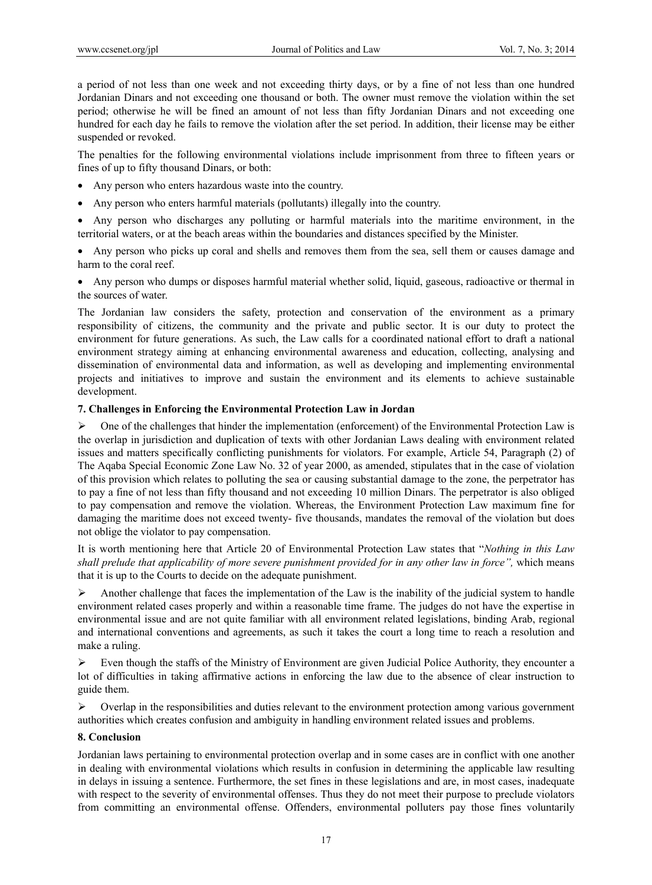a period of not less than one week and not exceeding thirty days, or by a fine of not less than one hundred Jordanian Dinars and not exceeding one thousand or both. The owner must remove the violation within the set period; otherwise he will be fined an amount of not less than fifty Jordanian Dinars and not exceeding one hundred for each day he fails to remove the violation after the set period. In addition, their license may be either suspended or revoked.

The penalties for the following environmental violations include imprisonment from three to fifteen years or fines of up to fifty thousand Dinars, or both:

- Any person who enters hazardous waste into the country.
- Any person who enters harmful materials (pollutants) illegally into the country.
- Any person who discharges any polluting or harmful materials into the maritime environment, in the territorial waters, or at the beach areas within the boundaries and distances specified by the Minister.
- Any person who picks up coral and shells and removes them from the sea, sell them or causes damage and harm to the coral reef.
- Any person who dumps or disposes harmful material whether solid, liquid, gaseous, radioactive or thermal in the sources of water.

The Jordanian law considers the safety, protection and conservation of the environment as a primary responsibility of citizens, the community and the private and public sector. It is our duty to protect the environment for future generations. As such, the Law calls for a coordinated national effort to draft a national environment strategy aiming at enhancing environmental awareness and education, collecting, analysing and dissemination of environmental data and information, as well as developing and implementing environmental projects and initiatives to improve and sustain the environment and its elements to achieve sustainable development.

### 7. Challenges in Enforcing the Environmental Protection Law in Jordan

- One of the challenges that hinder the implementation (enforcement) of the Environmental Protection Law is the overlap in jurisdiction and duplication of texts with other Jordanian Laws dealing with environment related issues and matters specifically conflicting punishments for violators. For example, Article 54, Paragraph (2) of The Aqaba Special Economic Zone Law No. 32 of year 2000, as amended, stipulates that in the case of violation of this provision which relates to polluting the sea or causing substantial damage to the zone, the perpetrator has to pay a fine of not less than fifty thousand and not exceeding 10 million Dinars. The perpetrator is also obliged to pay compensation and remove the violation. Whereas, the Environment Protection Law maximum fine for damaging the maritime does not exceed twenty- five thousands, mandates the removal of the violation but does not oblige the violator to pay compensation.

It is worth mentioning here that Article 20 of Environmental Protection Law states that "*Nothing in this Law shall prelude that applicability of more severe punishment provided for in any other law in force",* which means that it is up to the Courts to decide on the adequate punishment.

- Another challenge that faces the implementation of the Law is the inability of the judicial system to handle environment related cases properly and within a reasonable time frame. The judges do not have the expertise in environmental issue and are not quite familiar with all environment related legislations, binding Arab, regional and international conventions and agreements, as such it takes the court a long time to reach a resolution and make a ruling.
- Even though the staffs of the Ministry of Environment are given Judicial Police Authority, they encounter a lot of difficulties in taking affirmative actions in enforcing the law due to the absence of clear instruction to guide them.
- Overlap in the responsibilities and duties relevant to the environment protection among various government authorities which creates confusion and ambiguity in handling environment related issues and problems.

### 8. Conclusion

Jordanian laws pertaining to environmental protection overlap and in some cases are in conflict with one another in dealing with environmental violations which results in confusion in determining the applicable law resulting in delays in issuing a sentence. Furthermore, the set fines in these legislations and are, in most cases, inadequate with respect to the severity of environmental offenses. Thus they do not meet their purpose to preclude violators from committing an environmental offense. Offenders, environmental polluters pay those fines voluntarily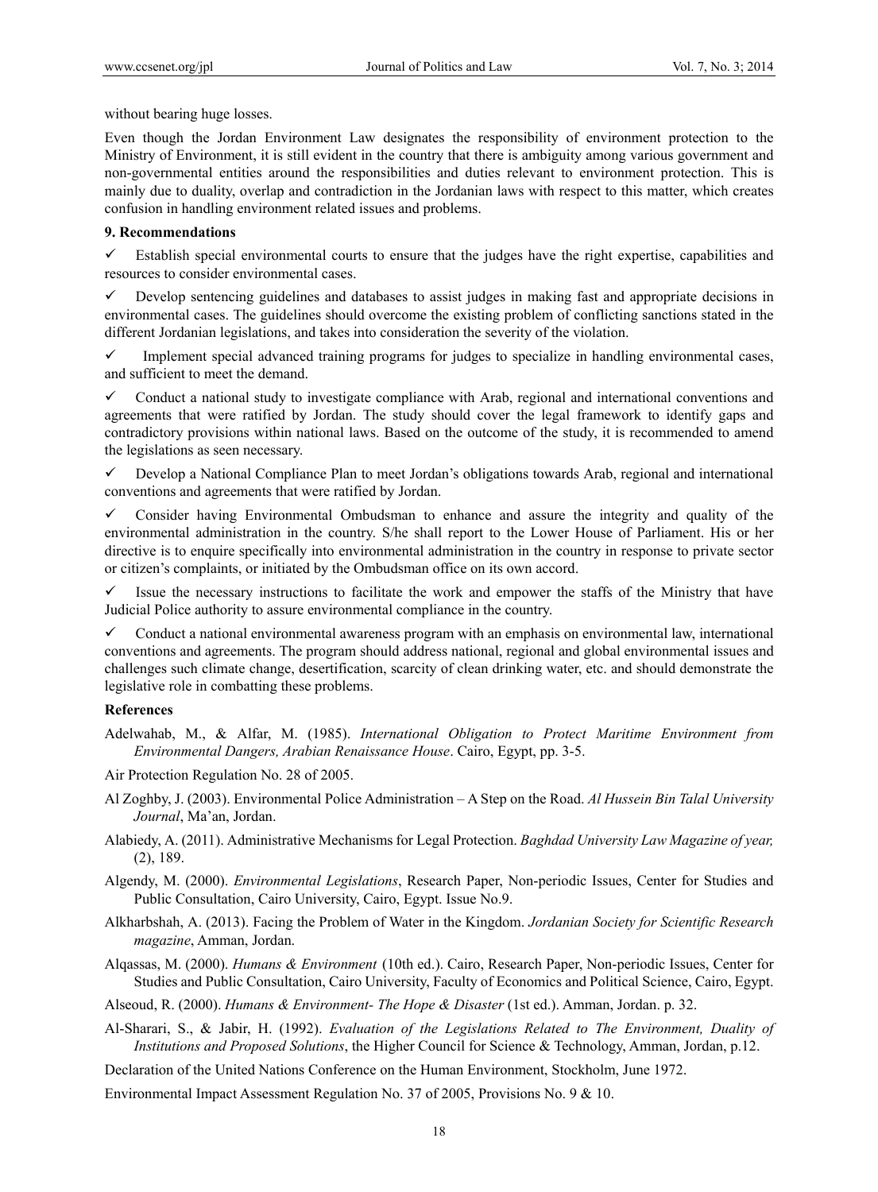without bearing huge losses.

Even though the Jordan Environment Law designates the responsibility of environment protection to the Ministry of Environment, it is still evident in the country that there is ambiguity among various government and non-governmental entities around the responsibilities and duties relevant to environment protection. This is mainly due to duality, overlap and contradiction in the Jordanian laws with respect to this matter, which creates confusion in handling environment related issues and problems.

**9. Recommendations**

✓ Establish special environmental courts to ensure that the judges have the right expertise, capabilities and resources to consider environmental cases.

✓ Develop sentencing guidelines and databases to assist judges in making fast and appropriate decisions in environmental cases. The guidelines should overcome the existing problem of conflicting sanctions stated in the different Jordanian legislations, and takes into consideration the severity of the violation.

✓ Implement special advanced training programs for judges to specialize in handling environmental cases, and sufficient to meet the demand.

✓ Conduct a national study to investigate compliance with Arab, regional and international conventions and agreements that were ratified by Jordan. The study should cover the legal framework to identify gaps and contradictory provisions within national laws. Based on the outcome of the study, it is recommended to amend the legislations as seen necessary.

✓ Develop a National Compliance Plan to meet Jordan's obligations towards Arab, regional and international conventions and agreements that were ratified by Jordan.

✓ Consider having Environmental Ombudsman to enhance and assure the integrity and quality of the environmental administration in the country. S/he shall report to the Lower House of Parliament. His or her directive is to enquire specifically into environmental administration in the country in response to private sector or citizen's complaints, or initiated by the Ombudsman office on its own accord.

✓ Issue the necessary instructions to facilitate the work and empower the staffs of the Ministry that have Judicial Police authority to assure environmental compliance in the country.

✓ Conduct a national environmental awareness program with an emphasis on environmental law, international conventions and agreements. The program should address national, regional and global environmental issues and challenges such climate change, desertification, scarcity of clean drinking water, etc. and should demonstrate the legislative role in combatting these problems.

**References**

Adelwahab, M., & Alfar, M. (1985). *International Obligation to Protect Maritime Environment from Environmental Dangers, Arabian Renaissance House*. Cairo, Egypt, pp. 3-5.

Air Protection Regulation No. 28 of 2005.

Al Zoghby, J. (2003). Environmental Police Administration – A Step on the Road. *Al Hussein Bin Talal University Journal*, Ma'an, Jordan.

Alabiedy, A. (2011). Administrative Mechanisms for Legal Protection. *Baghdad University Law Magazine of year,* (2), 189.

Algendy, M. (2000). *Environmental Legislations*, Research Paper, Non-periodic Issues, Center for Studies and Public Consultation, Cairo University, Cairo, Egypt. Issue No.9.

Alkharbshah, A. (2013). Facing the Problem of Water in the Kingdom. *Jordanian Society for Scientific Research magazine*, Amman, Jordan.

Alqassas, M. (2000). *Humans & Environment* (10th ed.). Cairo, Research Paper, Non-periodic Issues, Center for Studies and Public Consultation, Cairo University, Faculty of Economics and Political Science, Cairo, Egypt.

Alseoud, R. (2000). *Humans & Environment- The Hope & Disaster* (1st ed.). Amman, Jordan. p. 32.

Al-Sharari, S., & Jabir, H. (1992). *Evaluation of the Legislations Related to The Environment, Duality of Institutions and Proposed Solutions*, the Higher Council for Science & Technology, Amman, Jordan, p.12.

Declaration of the United Nations Conference on the Human Environment, Stockholm, June 1972.

Environmental Impact Assessment Regulation No. 37 of 2005, Provisions No. 9 & 10.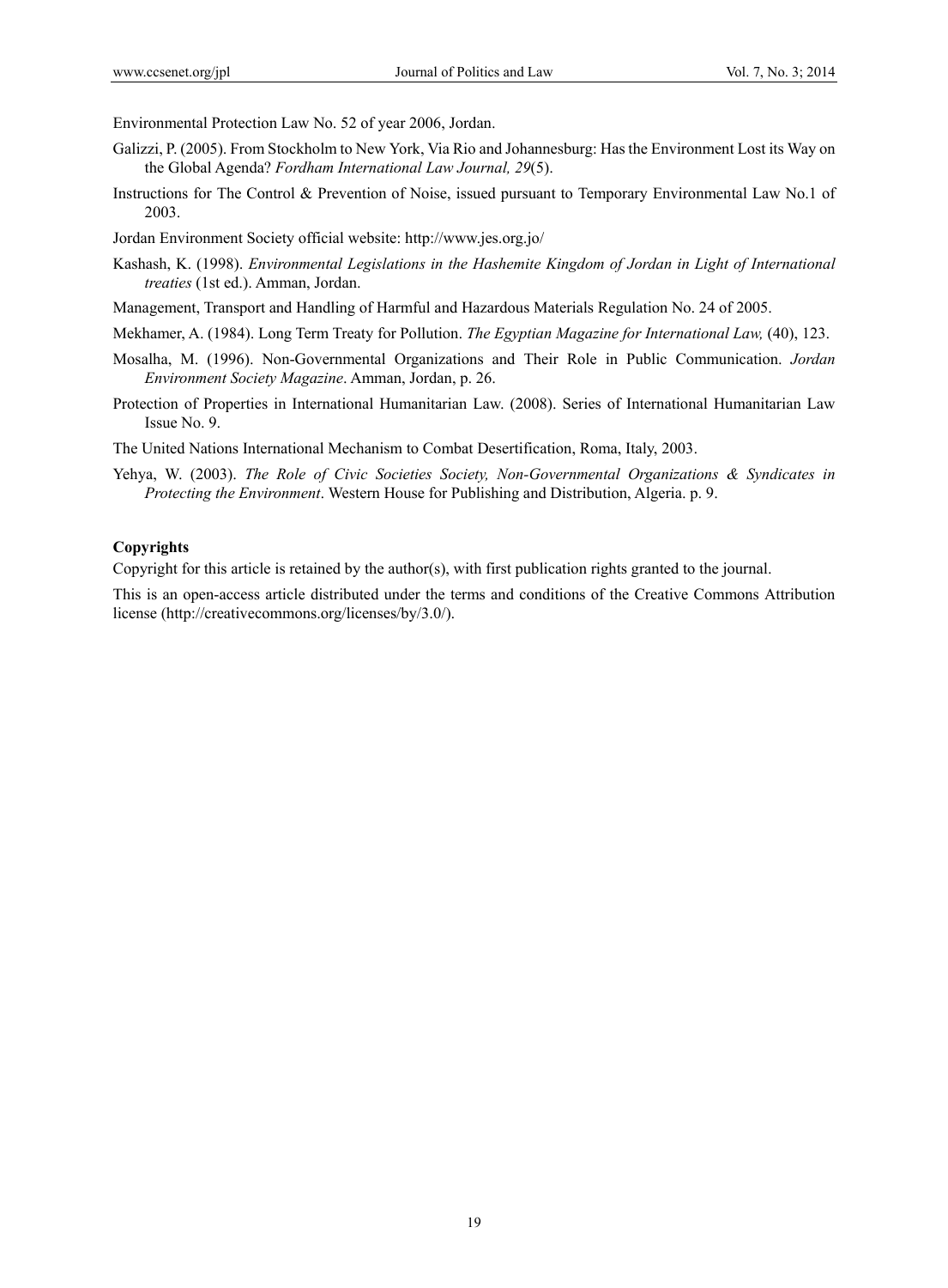Environmental Protection Law No. 52 of year 2006, Jordan.

Galizzi, P. (2005). From Stockholm to New York, Via Rio and Johannesburg: Has the Environment Lost its Way on the Global Agenda? *Fordham International Law Journal, 29*(5).

Instructions for The Control & Prevention of Noise, issued pursuant to Temporary Environmental Law No.1 of 2003.

Jordan Environment Society official website: http://www.jes.org.jo/

Kashash, K. (1998). *Environmental Legislations in the Hashemite Kingdom of Jordan in Light of International treaties* (1st ed.). Amman, Jordan.

Management, Transport and Handling of Harmful and Hazardous Materials Regulation No. 24 of 2005.

Mekhamer, A. (1984). Long Term Treaty for Pollution. *The Egyptian Magazine for International Law,* (40), 123.

Mosalha, M. (1996). Non-Governmental Organizations and Their Role in Public Communication. *Jordan Environment Society Magazine*. Amman, Jordan, p. 26.

Protection of Properties in International Humanitarian Law. (2008). Series of International Humanitarian Law Issue No. 9.

The United Nations International Mechanism to Combat Desertification, Roma, Italy, 2003.

Yehya, W. (2003). *The Role of Civic Societies Society, Non-Governmental Organizations & Syndicates in Protecting the Environment*. Western House for Publishing and Distribution, Algeria. p. 9.

**Copyrights**

Copyright for this article is retained by the author(s), with first publication rights granted to the journal.

This is an open-access article distributed under the terms and conditions of the Creative Commons Attribution license (http://creativecommons.org/licenses/by/3.0/).